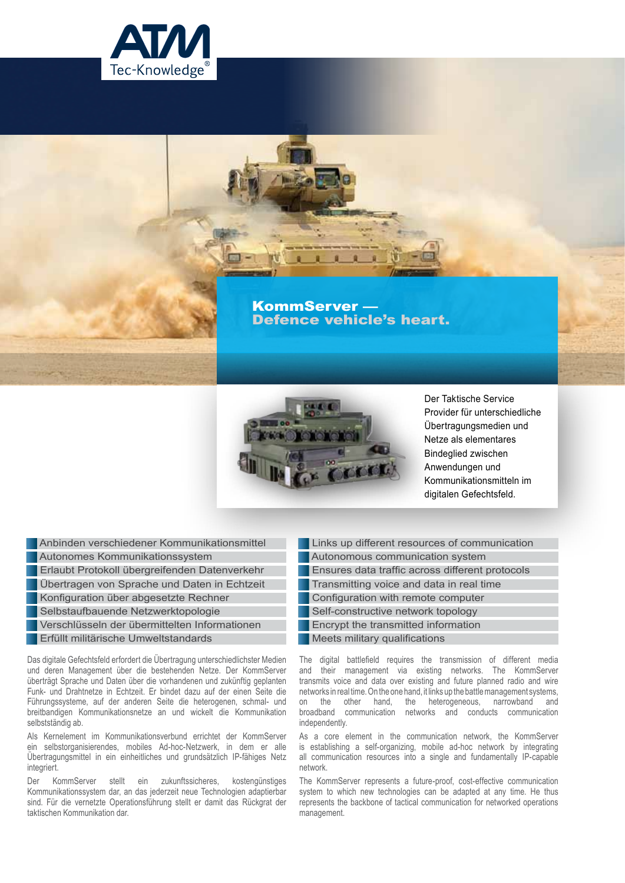ATM Tec-Knowledge®

# KommServer — Defence vehicle's heart.

Der Taktische Service Provider für unterschiedliche Übertragungsmedien und Netze als elementares Bindeglied zwischen Anwendungen und Kommunikationsmitteln im digitalen Gefechtsfeld.

- Anbinden verschiedener Kommunikationsmittel
- Autonomes Kommunikationssystem
- Erlaubt Protokoll übergreifenden Datenverkehr
- Übertragen von Sprache und Daten in Echtzeit
- Konfiguration über abgesetzte Rechner
- Selbstaufbauende Netzwerktopologie
- Verschlüsseln der übermittelten Informationen
- Erfüllt militärische Umweltstandards

Das digitale Gefechtsfeld erfordert die Übertragung unterschiedlichster Medien und deren Management über die bestehenden Netze. Der KommServer überträgt Sprache und Daten über die vorhandenen und zukünftig geplanten Funk- und Drahtnetze in Echtzeit. Er bindet dazu auf der einen Seite die Führungssysteme, auf der anderen Seite die heterogenen, schmal- und breitbandigen Kommunikationsnetze an und wickelt die Kommunikation selbstständig ab.

Als Kernelement im Kommunikationsverbund errichtet der KommServer ein selbstorganisierendes, mobiles Ad-hoc-Netzwerk, in dem er alle Übertragungsmittel in ein einheitliches und grundsätzlich IP-fähiges Netz integriert.

Der KommServer stellt ein zukunftssicheres, kostengünstiges Kommunikationssystem dar, an das jederzeit neue Technologien adaptierbar sind. Für die vernetzte Operationsführung stellt er damit das Rückgrat der taktischen Kommunikation dar.

- Links up different resources of communication
- Autonomous communication system
- Ensures data traffic across different protocols
- Transmitting voice and data in real time
- Configuration with remote computer
- Self-constructive network topology
- Encrypt the transmitted information
- Meets military qualifications

The digital battlefield requires the transmission of different media and their management via existing networks. The KommServer transmits voice and data over existing and future planned radio and wire networks in real time. On the one hand, it links up the battle management systems, on the other hand, the heterogeneous, narrowband and broadband communication networks and conducts communication independently.

As a core element in the communication network, the KommServer is establishing a self-organizing, mobile ad-hoc network by integrating all communication resources into a single and fundamentally IP-capable network.

The KommServer represents a future-proof, cost-effective communication system to which new technologies can be adapted at any time. He thus represents the backbone of tactical communication for networked operations management.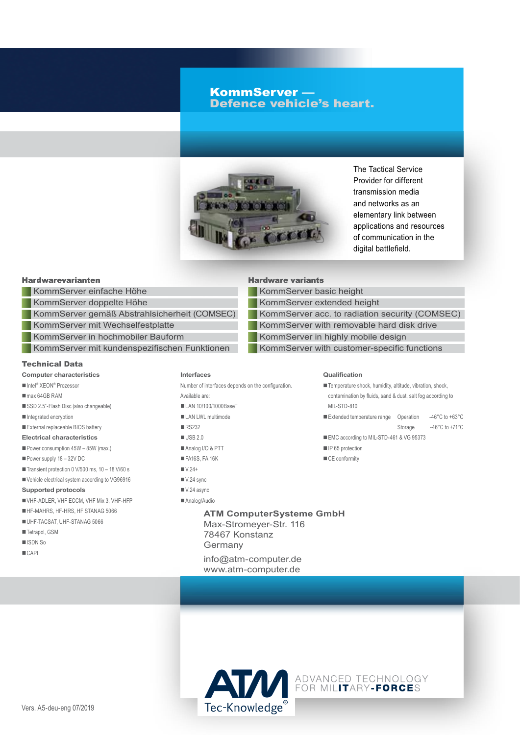# KommServer — Defence vehicle's heart.

The Tactical Service Provider for different transmission media and networks as an elementary link between applications and resources of communication in the digital battlefield.

### Hardwarevarianten

- KommServer einfache Höhe
- KommServer doppelte Höhe
- KommServer gemäß Abstrahlsicherheit (COMSEC)
- KommServer mit Wechselfestplatte
- KommServer in hochmobiler Bauform
- KommServer mit kundenspezifischen Funktionen

### Hardware variants

- KommServer basic height
- KommServer extended height
- KommServer acc. to radiation security (COMSEC)
- KommServer with removable hard disk drive
- KommServer in highly mobile design
- KommServer with customer-specific functions

## Technical Data

**Computer characteristics**

- Intel® XEON® Prozessor
- max 64GB RAM
- SSD 2.5"-Flash Disc (also changeable)
- Integrated encryption
- External replaceable BIOS battery

**Electrical characteristics**

- Power consumption 45W – 85W (max.)
- Power supply 18 – 32V DC
- Transient protection 0 V/500 ms, 10 – 18 V/60 s
- Vehicle electrical system according to VG96916

**Supported protocols**

- VHF-ADLER, VHF ECCM, VHF Mix 3, VHF-HFP
- HF-MAHRS, HF-HRS, HF STANAG 5066
- UHF-TACSAT, UHF-STANAG 5066
- Tetrapol, GSM
- ISDN So
- CAPI

**Interfaces**

Number of interfaces depends on the configuration.
Available are:

- LAN 10/100/1000BaseT
- LAN LWL multimode
- RS232
- USB 2.0
- Analog I/O & PTT
- FA16S, FA 16K
- V.24+
- V.24 sync
- V.24 async
- Analog/Audio

**Qualification**

- Temperature shock, humidity, altitude, vibration, shock, contamination by fluids, sand & dust, salt fog according to MIL-STD-810
- Extended temperature range: Operation -46°C to +63°C; Storage -46°C to +71°C
- EMC according to MIL-STD-461 & VG 95373
- IP 65 protection
- CE conformity

**ATM ComputerSysteme GmbH**
Max-Stromeyer-Str. 116
78467 Konstanz
Germany

info@atm-computer.de
www.atm-computer.de

ATM Tec-Knowledge®
ADVANCED TECHNOLOGY FOR MILITARY-FORCES

Vers. A5-deu-eng 07/2019